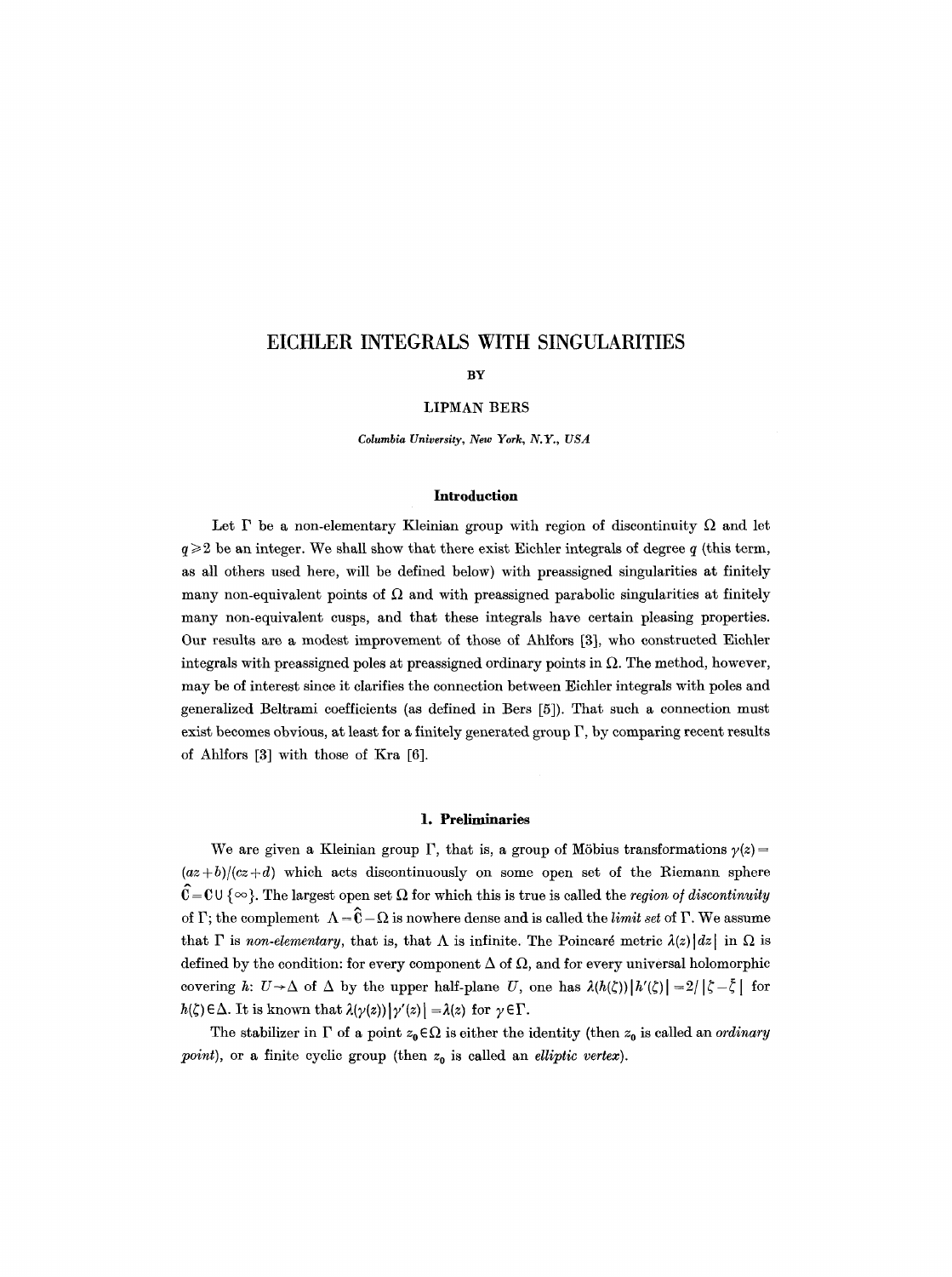# EICHLER INTEGRALS WITH SINGULARITIES

BY

LIPMAN BERS

*Columbia University, New York, N.Y., USA*

## Introduction

Let $\Gamma$ be a non-elementary Kleinian group with region of discontinuity $\Omega$ and let $q \geq 2$ be an integer. We shall show that there exist Eichler integrals of degree $q$ (this term, as all others used here, will be defined below) with preassigned singularities at finitely many non-equivalent points of $\Omega$ and with preassigned parabolic singularities at finitely many non-equivalent cusps, and that these integrals have certain pleasing properties. Our results are a modest improvement of those of Ahlfors [3], who constructed Eichler integrals with preassigned poles at preassigned ordinary points in $\Omega$. The method, however, may be of interest since it clarifies the connection between Eichler integrals with poles and generalized Beltrami coefficients (as defined in Bers [5]). That such a connection must exist becomes obvious, at least for a finitely generated group $\Gamma$, by comparing recent results of Ahlfors [3] with those of Kra [6].

## 1. Preliminaries

We are given a Kleinian group $\Gamma$, that is, a group of Möbius transformations $\gamma(z) = (az+b)/(cz+d)$ which acts discontinuously on some open set of the Riemann sphere $\hat{\mathbf{C}} = \mathbf{C} \cup \{\infty\}$. The largest open set $\Omega$ for which this is true is called the *region of discontinuity* of $\Gamma$; the complement $\Lambda = \hat{\mathbf{C}} - \Omega$ is nowhere dense and is called the *limit set* of $\Gamma$. We assume that $\Gamma$ is *non-elementary*, that is, that $\Lambda$ is infinite. The Poincaré metric $\lambda(z)|dz|$ in $\Omega$ is defined by the condition: for every component $\Delta$ of $\Omega$, and for every universal holomorphic covering $h \colon U \to \Delta$ of $\Delta$ by the upper half-plane $U$, one has $\lambda(h(\zeta))|h'(\zeta)| = 2/|\zeta - \bar{\zeta}|$ for $h(\zeta) \in \Delta$. It is known that $\lambda(\gamma(z))|\gamma'(z)| = \lambda(z)$ for $\gamma \in \Gamma$.

The stabilizer in $\Gamma$ of a point $z_0 \in \Omega$ is either the identity (then $z_0$ is called an *ordinary point*), or a finite cyclic group (then $z_0$ is called an *elliptic vertex*).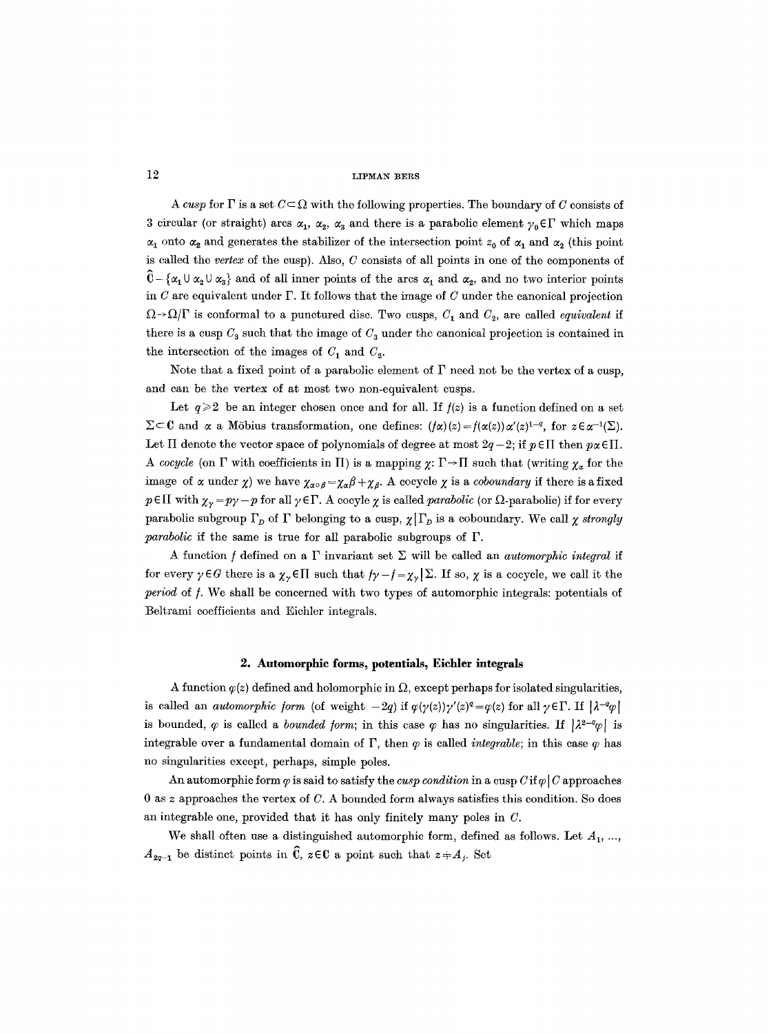A *cusp* for $\Gamma$ is a set $C \subset \Omega$ with the following properties. The boundary of $C$ consists of 3 circular (or straight) arcs $\alpha_1$, $\alpha_2$, $\alpha_3$ and there is a parabolic element $\gamma_0 \in \Gamma$ which maps $\alpha_1$ onto $\alpha_2$ and generates the stabilizer of the intersection point $z_0$ of $\alpha_1$ and $\alpha_2$ (this point is called the *vertex* of the cusp). Also, $C$ consists of all points in one of the components of $\hat{\mathbf{C}} - \{\alpha_1 \cup \alpha_2 \cup \alpha_3\}$ and of all inner points of the arcs $\alpha_1$ and $\alpha_2$, and no two interior points in $C$ are equivalent under $\Gamma$. It follows that the image of $C$ under the canonical projection $\Omega \to \Omega/\Gamma$ is conformal to a punctured disc. Two cusps, $C_1$ and $C_2$, are called *equivalent* if there is a cusp $C_3$ such that the image of $C_3$ under the canonical projection is contained in the intersection of the images of $C_1$ and $C_2$.

Note that a fixed point of a parabolic element of $\Gamma$ need not be the vertex of a cusp, and can be the vertex of at most two non-equivalent cusps.

Let $q \geq 2$ be an integer chosen once and for all. If $f(z)$ is a function defined on a set $\Sigma \subset \mathbf{C}$ and $\alpha$ a Möbius transformation, one defines: $(f\alpha)(z) = f(\alpha(z))\alpha'(z)^{1-q}$, for $z \in \alpha^{-1}(\Sigma)$. Let $\Pi$ denote the vector space of polynomials of degree at most $2q-2$; if $p \in \Pi$ then $p\alpha \in \Pi$. A *cocycle* (on $\Gamma$ with coefficients in $\Pi$) is a mapping $\chi\colon \Gamma \to \Pi$ such that (writing $\chi_\alpha$ for the image of $\alpha$ under $\chi$) we have $\chi_{\alpha \circ \beta} = \chi_\alpha \beta + \chi_\beta$. A cocycle $\chi$ is a *coboundary* if there is a fixed $p \in \Pi$ with $\chi_\gamma = p\gamma - p$ for all $\gamma \in \Gamma$. A cocyle $\chi$ is called *parabolic* (or $\Omega$-parabolic) if for every parabolic subgroup $\Gamma_D$ of $\Gamma$ belonging to a cusp, $\chi | \Gamma_D$ is a coboundary. We call $\chi$ *strongly parabolic* if the same is true for all parabolic subgroups of $\Gamma$.

A function $f$ defined on a $\Gamma$ invariant set $\Sigma$ will be called an *automorphic integral* if for every $\gamma \in G$ there is a $\chi_\gamma \in \Pi$ such that $f\gamma - f = \chi_\gamma | \Sigma$. If so, $\chi$ is a cocycle, we call it the *period* of $f$. We shall be concerned with two types of automorphic integrals: potentials of Beltrami coefficients and Eichler integrals.

## 2. Automorphic forms, potentials, Eichler integrals

A function $\varphi(z)$ defined and holomorphic in $\Omega$, except perhaps for isolated singularities, is called an *automorphic form* (of weight $-2q$) if $\varphi(\gamma(z))\gamma'(z)^q = \varphi(z)$ for all $\gamma \in \Gamma$. If $|\lambda^{-q}\varphi|$ is bounded, $\varphi$ is called a *bounded form*; in this case $\varphi$ has no singularities. If $|\lambda^{2-q}\varphi|$ is integrable over a fundamental domain of $\Gamma$, then $\varphi$ is called *integrable*; in this case $\varphi$ has no singularities except, perhaps, simple poles.

An automorphic form $\varphi$ is said to satisfy the *cusp condition* in a cusp $C$ if $\varphi | C$ approaches 0 as $z$ approaches the vertex of $C$. A bounded form always satisfies this condition. So does an integrable one, provided that it has only finitely many poles in $C$.

We shall often use a distinguished automorphic form, defined as follows. Let $A_1, \ldots, A_{2q-1}$ be distinct points in $\hat{\mathbf{C}}$, $z \in \mathbf{C}$ a point such that $z \neq A_j$. Set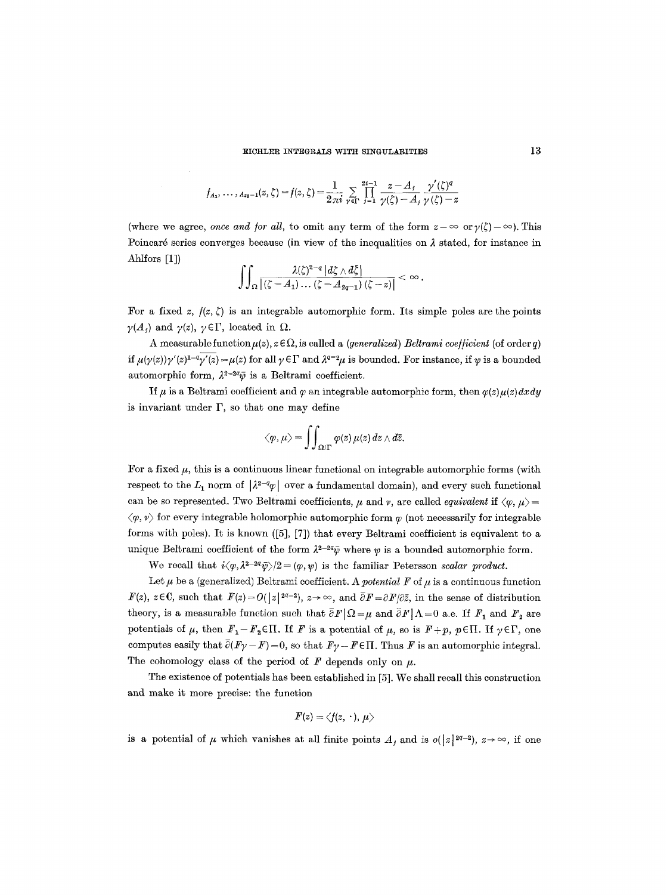$$f_{A_1,\ldots,A_{2q-1}}(z,\zeta)=f(z,\zeta)=\frac{1}{2\pi i}\sum_{\gamma\in\Gamma}\prod_{j=1}^{2q-1}\frac{z-A_j}{\gamma(\zeta)-A_j}\frac{\gamma'(\zeta)^q}{\gamma(\zeta)-z}$$

(where we agree, *once and for all*, to omit any term of the form $z-\infty$ or $\gamma(\zeta)-\infty$). This Poincaré series converges because (in view of the inequalities on $\lambda$ stated, for instance in Ahlfors [1])

$$\iint_\Omega \frac{\lambda(\zeta)^{2-q}\,|d\zeta\wedge d\bar{\zeta}|}{|(\zeta-A_1)\ldots(\zeta-A_{2q-1})(\zeta-z)|}<\infty.$$

For a fixed $z$, $f(z,\zeta)$ is an integrable automorphic form. Its simple poles are the points $\gamma(A_j)$ and $\gamma(z)$, $\gamma\in\Gamma$, located in $\Omega$.

A measurable function $\mu(z)$, $z\in\Omega$, is called a *(generalized) Beltrami coefficient* (of order $q$) if $\mu(\gamma(z))\gamma'(z)^{1-q}\overline{\gamma'(z)}=\mu(z)$ for all $\gamma\in\Gamma$ and $\lambda^{q-2}\mu$ is bounded. For instance, if $\psi$ is a bounded automorphic form, $\lambda^{2-2q}\bar{\psi}$ is a Beltrami coefficient.

If $\mu$ is a Beltrami coefficient and $\varphi$ an integrable automorphic form, then $\varphi(z)\mu(z)\,dx\,dy$ is invariant under $\Gamma$, so that one may define

$$\langle\varphi,\mu\rangle=\iint_{\Omega/\Gamma}\varphi(z)\,\mu(z)\,dz\wedge d\bar{z}.$$

For a fixed $\mu$, this is a continuous linear functional on integrable automorphic forms (with respect to the $L_1$ norm of $|\lambda^{2-q}\varphi|$ over a fundamental domain), and every such functional can be so represented. Two Beltrami coefficients, $\mu$ and $\nu$, are called *equivalent* if $\langle\varphi,\mu\rangle=\langle\varphi,\nu\rangle$ for every integrable holomorphic automorphic form $\varphi$ (not necessarily for integrable forms with poles). It is known ([5], [7]) that every Beltrami coefficient is equivalent to a unique Beltrami coefficient of the form $\lambda^{2-2q}\bar{\psi}$ where $\psi$ is a bounded automorphic form.

We recall that $i\langle\varphi,\lambda^{2-2q}\bar{\psi}\rangle/2=(\varphi,\psi)$ is the familiar Petersson *scalar product*.

Let $\mu$ be a (generalized) Beltrami coefficient. A *potential* $F$ of $\mu$ is a continuous function $F(z)$, $z\in\mathbf{C}$, such that $F(z)=O(|z|^{2q-2})$, $z\to\infty$, and $\bar{\partial}F=\partial F/\partial\bar{z}$, in the sense of distribution theory, is a measurable function such that $\bar{\partial}F|\Omega=\mu$ and $\bar{\partial}F|\Lambda=0$ a.e. If $F_1$ and $F_2$ are potentials of $\mu$, then $F_1-F_2\in\Pi$. If $F$ is a potential of $\mu$, so is $F+p$, $p\in\Pi$. If $\gamma\in\Gamma$, one computes easily that $\bar{\partial}(F\gamma-F)=0$, so that $F\gamma-F\in\Pi$. Thus $F$ is an automorphic integral. The cohomology class of the period of $F$ depends only on $\mu$.

The existence of potentials has been established in [5]. We shall recall this construction and make it more precise: the function

$$F(z)=\langle f(z,\cdot),\mu\rangle$$

is a potential of $\mu$ which vanishes at all finite points $A_j$ and is $o(|z|^{2q-2})$, $z\to\infty$, if one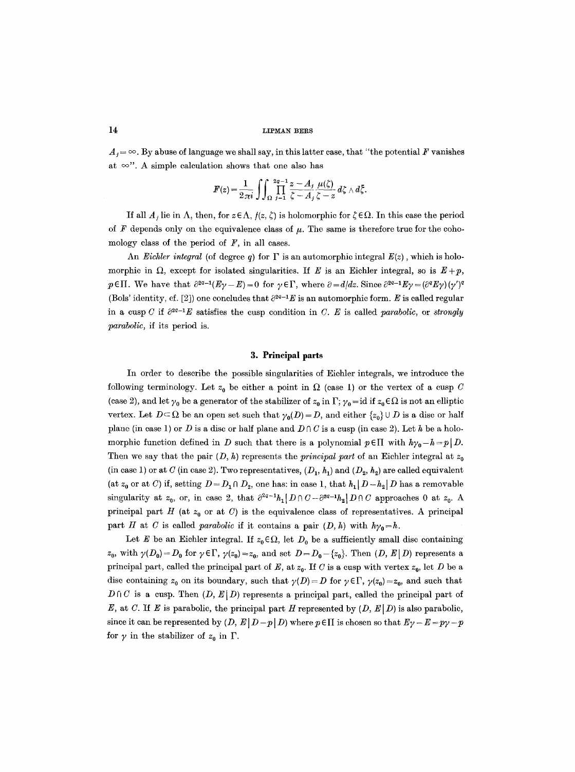$A_j = \infty$. By abuse of language we shall say, in this latter case, that "the potential $F$ vanishes at $\infty$". A simple calculation shows that one also has

$$F(z) = \frac{1}{2\pi i} \iint_{\Omega} \prod_{j=1}^{2q-1} \frac{z - A_j}{\zeta - A_j} \frac{\mu(\zeta)}{\zeta - z} d\zeta \wedge d\bar{\zeta}.$$

If all $A_j$ lie in $\Lambda$, then, for $z \in \Lambda$, $f(z, \zeta)$ is holomorphic for $\zeta \in \Omega$. In this case the period of $F$ depends only on the equivalence class of $\mu$. The same is therefore true for the cohomology class of the period of $F$, in all cases.

An *Eichler integral* (of degree $q$) for $\Gamma$ is an automorphic integral $E(z)$, which is holomorphic in $\Omega$, except for isolated singularities. If $E$ is an Eichler integral, so is $E + p$, $p \in \Pi$. We have that $\partial^{2q-1}(E\gamma - E) = 0$ for $\gamma \in \Gamma$, where $\partial = d/dz$. Since $\partial^{2q-1} E\gamma = (\partial^q E\gamma)(\gamma')^q$ (Bols' identity, cf. [2]) one concludes that $\partial^{2q-1} E$ is an automorphic form. $E$ is called regular in a cusp $C$ if $\partial^{2q-1} E$ satisfies the cusp condition in $C$. $E$ is called *parabolic*, or *strongly parabolic*, if its period is.

## 3. Principal parts

In order to describe the possible singularities of Eichler integrals, we introduce the following terminology. Let $z_0$ be either a point in $\Omega$ (case 1) or the vertex of a cusp $C$ (case 2), and let $\gamma_0$ be a generator of the stabilizer of $z_0$ in $\Gamma$; $\gamma_0 = \text{id}$ if $z_0 \in \Omega$ is not an elliptic vertex. Let $D \subset \Omega$ be an open set such that $\gamma_0(D) = D$, and either $\{z_0\} \cup D$ is a disc or half plane (in case 1) or $D$ is a disc or half plane and $D \cap C$ is a cusp (in case 2). Let $h$ be a holomorphic function defined in $D$ such that there is a polynomial $p \in \Pi$ with $h\gamma_0 - h = p \mid D$. Then we say that the pair $(D, h)$ represents the *principal part* of an Eichler integral at $z_0$ (in case 1) or at $C$ (in case 2). Two representatives, $(D_1, h_1)$ and $(D_2, h_2)$ are called equivalent (at $z_0$ or at $C$) if, setting $D = D_1 \cap D_2$, one has: in case 1, that $h_1 \mid D - h_2 \mid D$ has a removable singularity at $z_0$, or, in case 2, that $\partial^{2q-1} h_1 \mid D \cap C - \partial^{2q-1} h_2 \mid D \cap C$ approaches 0 at $z_0$. A principal part $H$ (at $z_0$ or at $C$) is the equivalence class of representatives. A principal part $H$ at $C$ is called *parabolic* if it contains a pair $(D, h)$ with $h\gamma_0 = h$.

Let $E$ be an Eichler integral. If $z_0 \in \Omega$, let $D_0$ be a sufficiently small disc containing $z_0$, with $\gamma(D_0) = D_0$ for $\gamma \in \Gamma$, $\gamma(z_0) = z_0$, and set $D = D_0 - \{z_0\}$. Then $(D, E \mid D)$ represents a principal part, called the principal part of $E$, at $z_0$. If $C$ is a cusp with vertex $z_0$, let $D$ be a disc containing $z_0$ on its boundary, such that $\gamma(D) = D$ for $\gamma \in \Gamma$, $\gamma(z_0) = z_0$, and such that $D \cap C$ is a cusp. Then $(D, E \mid D)$ represents a principal part, called the principal part of $E$, at $C$. If $E$ is parabolic, the principal part $H$ represented by $(D, E \mid D)$ is also parabolic, since it can be represented by $(D, E \mid D - p \mid D)$ where $p \in \Pi$ is chosen so that $E\gamma - E = p\gamma - p$ for $\gamma$ in the stabilizer of $z_0$ in $\Gamma$.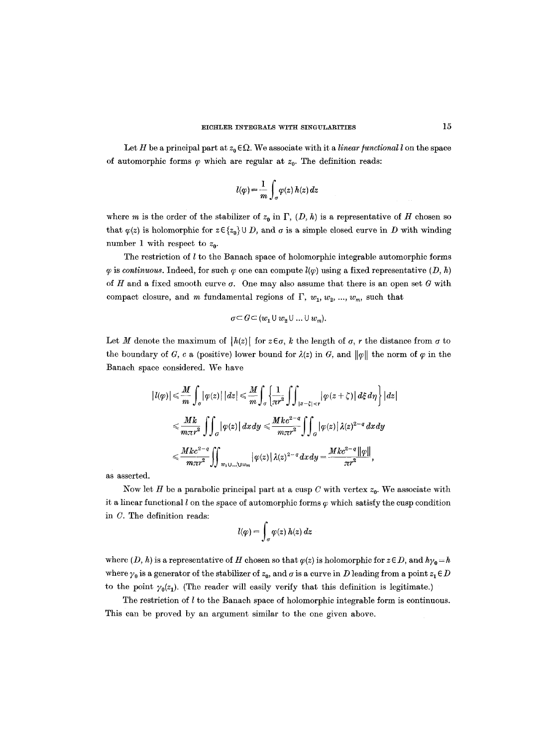Let $H$ be a principal part at $z_0 \in \Omega$. We associate with it a *linear functional* $l$ on the space of automorphic forms $\varphi$ which are regular at $z_0$. The definition reads:

$$l(\varphi) = \frac{1}{m} \int_\sigma \varphi(z)\, h(z)\, dz$$

where $m$ is the order of the stabilizer of $z_0$ in $\Gamma$, $(D, h)$ is a representative of $H$ chosen so that $\varphi(z)$ is holomorphic for $z \in \{z_0\} \cup D$, and $\sigma$ is a simple closed curve in $D$ with winding number 1 with respect to $z_0$.

The restriction of $l$ to the Banach space of holomorphic integrable automorphic forms $\varphi$ is *continuous*. Indeed, for such $\varphi$ one can compute $l(\varphi)$ using a fixed representative $(D, h)$ of $H$ and a fixed smooth curve $\sigma$. One may also assume that there is an open set $G$ with compact closure, and $m$ fundamental regions of $\Gamma$, $w_1, w_2, \ldots, w_m$, such that

$$\sigma \subset G \subset (w_1 \cup w_2 \cup \ldots \cup w_m).$$

Let $M$ denote the maximum of $|h(z)|$ for $z \in \sigma$, $k$ the length of $\sigma$, $r$ the distance from $\sigma$ to the boundary of $G$, $c$ a (positive) lower bound for $\lambda(z)$ in $G$, and $\|\varphi\|$ the norm of $\varphi$ in the Banach space considered. We have

$$\begin{aligned}
|l(\varphi)| &\leqslant \frac{M}{m} \int_\sigma |\varphi(z)|\,|dz| \leqslant \frac{M}{m} \int_\sigma \left\{ \frac{1}{\pi r^2} \iint_{|z-\zeta|<r} |\varphi(z+\zeta)|\, d\xi\, d\eta \right\} |dz| \\
&\leqslant \frac{Mk}{m\pi r^2} \iint_G |\varphi(z)|\, dx\, dy \leqslant \frac{Mkc^{2-q}}{m\pi r^2} \iint_G |\varphi(z)|\, \lambda(z)^{2-q}\, dx\, dy \\
&\leqslant \frac{Mkc^{2-q}}{m\pi r^2} \iint_{w_1 \cup \ldots \cup w_m} |\varphi(z)|\, \lambda(z)^{2-q}\, dx\, dy = \frac{Mkc^{2-q}\|\varphi\|}{\pi r^2},
\end{aligned}$$

as asserted.

Now let $H$ be a parabolic principal part at a cusp $C$ with vertex $z_0$. We associate with it a linear functional $l$ on the space of automorphic forms $\varphi$ which satisfy the cusp condition in $C$. The definition reads:

$$l(\varphi) = \int_\sigma \varphi(z)\, h(z)\, dz$$

where $(D, h)$ is a representative of $H$ chosen so that $\varphi(z)$ is holomorphic for $z \in D$, and $h\gamma_0 = h$ where $\gamma_0$ is a generator of the stabilizer of $z_0$, and $\sigma$ is a curve in $D$ leading from a point $z_1 \in D$ to the point $\gamma_0(z_1)$. (The reader will easily verify that this definition is legitimate.)

The restriction of $l$ to the Banach space of holomorphic integrable form is continuous. This can be proved by an argument similar to the one given above.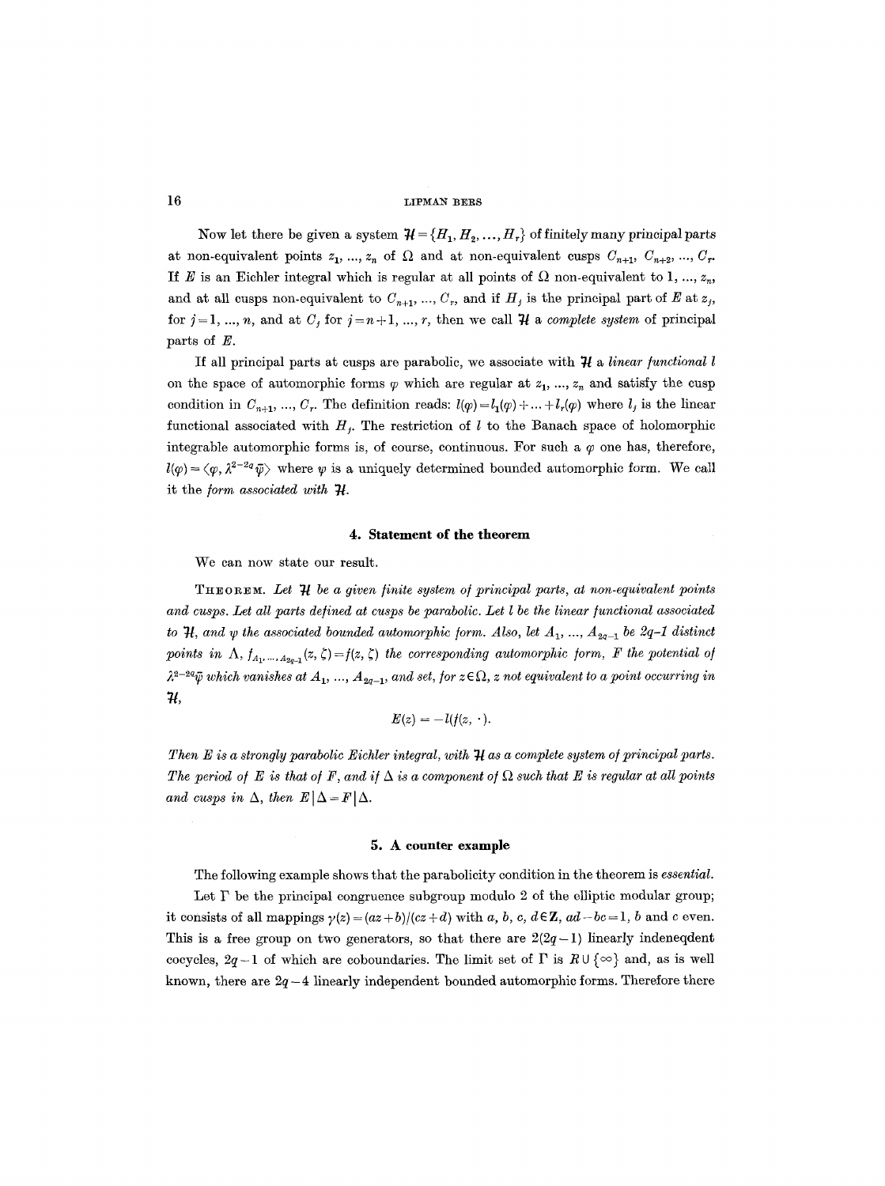Now let there be given a system $\mathcal{H} = \{H_1, H_2, \ldots, H_r\}$ of finitely many principal parts at non-equivalent points $z_1, \ldots, z_n$ of $\Omega$ and at non-equivalent cusps $C_{n+1}, C_{n+2}, \ldots, C_r$. If $E$ is an Eichler integral which is regular at all points of $\Omega$ non-equivalent to $1, \ldots, z_n$, and at all cusps non-equivalent to $C_{n+1}, \ldots, C_r$, and if $H_j$ is the principal part of $E$ at $z_j$, for $j = 1, \ldots, n$, and at $C_j$ for $j = n+1, \ldots, r$, then we call $\mathcal{H}$ a *complete system* of principal parts of $E$.

If all principal parts at cusps are parabolic, we associate with $\mathcal{H}$ a *linear functional* $l$ on the space of automorphic forms $\varphi$ which are regular at $z_1, \ldots, z_n$ and satisfy the cusp condition in $C_{n+1}, \ldots, C_r$. The definition reads: $l(\varphi) = l_1(\varphi) + \ldots + l_r(\varphi)$ where $l_j$ is the linear functional associated with $H_j$. The restriction of $l$ to the Banach space of holomorphic integrable automorphic forms is, of course, continuous. For such a $\varphi$ one has, therefore, $l(\varphi) = \langle \varphi, \lambda^{2-2q}\bar{\psi} \rangle$ where $\psi$ is a uniquely determined bounded automorphic form. We call it the *form associated with* $\mathcal{H}$.

## 4. Statement of the theorem

We can now state our result.

THEOREM. *Let $\mathcal{H}$ be a given finite system of principal parts, at non-equivalent points and cusps. Let all parts defined at cusps be parabolic. Let $l$ be the linear functional associated to $\mathcal{H}$, and $\psi$ the associated bounded automorphic form. Also, let $A_1, \ldots, A_{2q-1}$ be $2q$-1 distinct points in $\Lambda$, $f_{A_1, \ldots, A_{2q-1}}(z, \zeta) = f(z, \zeta)$ the corresponding automorphic form, $F$ the potential of $\lambda^{2-2q}\bar{\psi}$ which vanishes at $A_1, \ldots, A_{2q-1}$, and set, for $z \in \Omega$, $z$ not equivalent to a point occurring in $\mathcal{H}$,*

$$E(z) = -l(f(z, \cdot)).$$

*Then $E$ is a strongly parabolic Eichler integral, with $\mathcal{H}$ as a complete system of principal parts. The period of $E$ is that of $F$, and if $\Delta$ is a component of $\Omega$ such that $E$ is regular at all points and cusps in $\Delta$, then $E | \Delta = F | \Delta$.*

## 5. A counter example

The following example shows that the parabolicity condition in the theorem is *essential*.

Let $\Gamma$ be the principal congruence subgroup modulo 2 of the elliptic modular group; it consists of all mappings $\gamma(z) = (az+b)/(cz+d)$ with $a, b, c, d \in \mathbf{Z}$, $ad - bc = 1$, $b$ and $c$ even. This is a free group on two generators, so that there are $2(2q-1)$ linearly indeneqdent cocycles, $2q-1$ of which are coboundaries. The limit set of $\Gamma$ is $R \cup \{\infty\}$ and, as is well known, there are $2q-4$ linearly independent bounded automorphic forms. Therefore there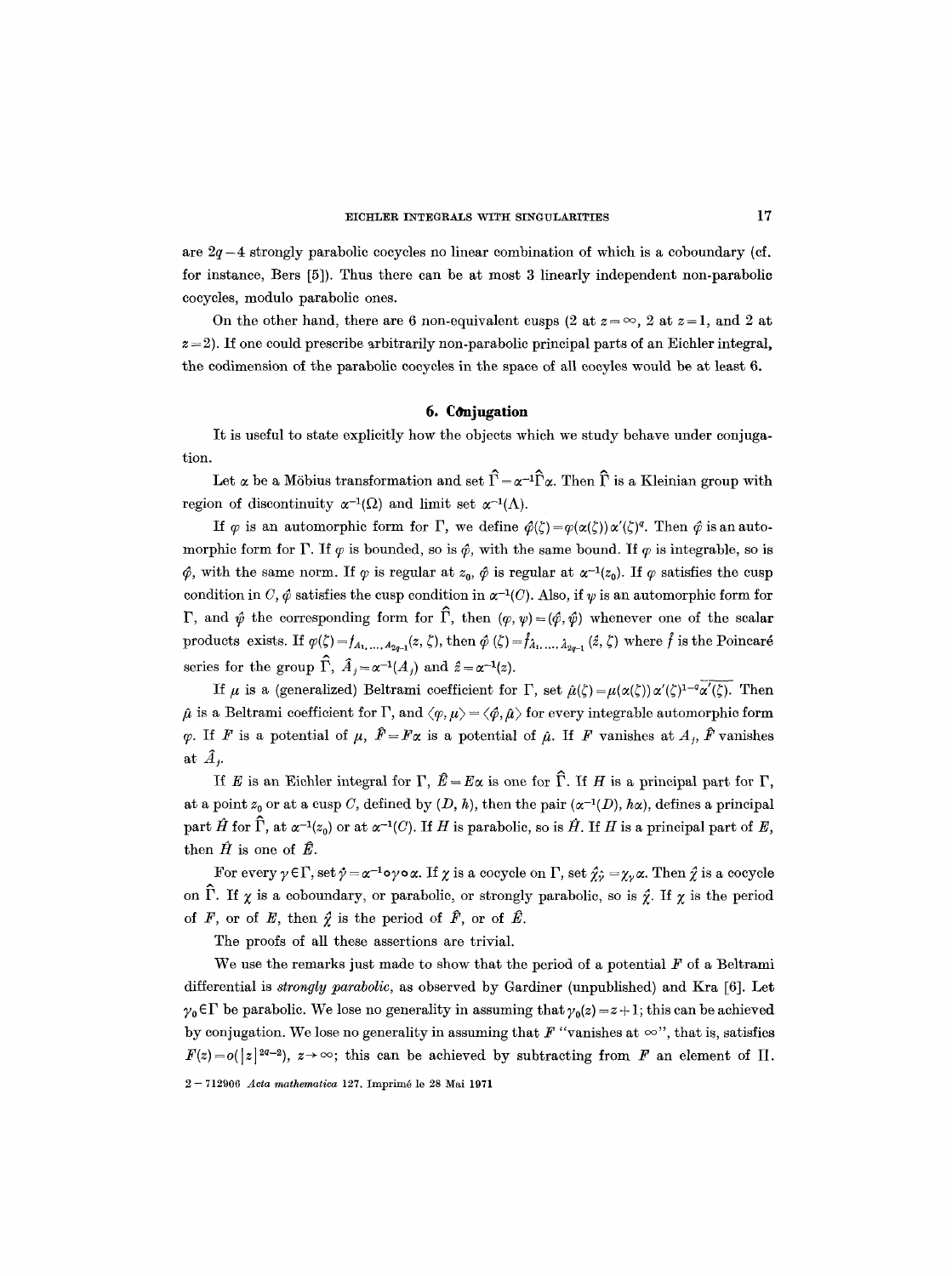are $2q-4$ strongly parabolic cocycles no linear combination of which is a coboundary (cf. for instance, Bers [5]). Thus there can be at most 3 linearly independent non-parabolic cocycles, modulo parabolic ones.

On the other hand, there are 6 non-equivalent cusps (2 at $z=\infty$, 2 at $z=1$, and 2 at $z=2$). If one could prescribe arbitrarily non-parabolic principal parts of an Eichler integral, the codimension of the parabolic cocycles in the space of all cocyles would be at least 6.

## 6. Conjugation

It is useful to state explicitly how the objects which we study behave under conjugation.

Let $\alpha$ be a Möbius transformation and set $\hat{\Gamma}=\alpha^{-1}\hat{\Gamma}\alpha$. Then $\hat{\Gamma}$ is a Kleinian group with region of discontinuity $\alpha^{-1}(\Omega)$ and limit set $\alpha^{-1}(\Lambda)$.

If $\varphi$ is an automorphic form for $\Gamma$, we define $\hat{\varphi}(\zeta)=\varphi(\alpha(\zeta))\alpha'(\zeta)^q$. Then $\hat{\varphi}$ is an automorphic form for $\Gamma$. If $\varphi$ is bounded, so is $\hat{\varphi}$, with the same bound. If $\varphi$ is integrable, so is $\hat{\varphi}$, with the same norm. If $\varphi$ is regular at $z_0$, $\hat{\varphi}$ is regular at $\alpha^{-1}(z_0)$. If $\varphi$ satisfies the cusp condition in $C$, $\hat{\varphi}$ satisfies the cusp condition in $\alpha^{-1}(C)$. Also, if $\psi$ is an automorphic form for $\Gamma$, and $\hat{\psi}$ the corresponding form for $\hat{\Gamma}$, then $(\varphi,\psi)=(\hat{\varphi},\hat{\psi})$ whenever one of the scalar products exists. If $\varphi(\zeta)=f_{A_1,\ldots,A_{2q-1}}(z,\zeta)$, then $\hat{\varphi}(\zeta)=\hat{f}_{\hat{A}_1,\ldots,\hat{A}_{2q-1}}(\hat{z},\zeta)$ where $\hat{f}$ is the Poincaré series for the group $\hat{\Gamma}$, $\hat{A}_j=\alpha^{-1}(A_j)$ and $\hat{z}=\alpha^{-1}(z)$.

If $\mu$ is a (generalized) Beltrami coefficient for $\Gamma$, set $\hat{\mu}(\zeta)=\mu(\alpha(\zeta))\alpha'(\zeta)^{1-q}\overline{\alpha'(\zeta)}$. Then $\hat{\mu}$ is a Beltrami coefficient for $\Gamma$, and $\langle\varphi,\mu\rangle=\langle\hat{\varphi},\hat{\mu}\rangle$ for every integrable automorphic form $\varphi$. If $F$ is a potential of $\mu$, $\hat{F}=F\alpha$ is a potential of $\hat{\mu}$. If $F$ vanishes at $A_j$, $\hat{F}$ vanishes at $\hat{A}_j$.

If $E$ is an Eichler integral for $\Gamma$, $\hat{E}=E\alpha$ is one for $\hat{\Gamma}$. If $H$ is a principal part for $\Gamma$, at a point $z_0$ or at a cusp $C$, defined by $(D,h)$, then the pair $(\alpha^{-1}(D),h\alpha)$, defines a principal part $\hat{H}$ for $\hat{\Gamma}$, at $\alpha^{-1}(z_0)$ or at $\alpha^{-1}(C)$. If $H$ is parabolic, so is $\hat{H}$. If $H$ is a principal part of $E$, then $\hat{H}$ is one of $\hat{E}$.

For every $\gamma\in\Gamma$, set $\hat{\gamma}=\alpha^{-1}\circ\gamma\circ\alpha$. If $\chi$ is a cocycle on $\Gamma$, set $\hat{\chi}_{\hat{\gamma}}=\chi_\gamma\alpha$. Then $\hat{\chi}$ is a cocycle on $\hat{\Gamma}$. If $\chi$ is a coboundary, or parabolic, or strongly parabolic, so is $\hat{\chi}$. If $\chi$ is the period of $F$, or of $E$, then $\hat{\chi}$ is the period of $\hat{F}$, or of $\hat{E}$.

The proofs of all these assertions are trivial.

We use the remarks just made to show that the period of a potential $F$ of a Beltrami differential is *strongly parabolic*, as observed by Gardiner (unpublished) and Kra [6]. Let $\gamma_0\in\Gamma$ be parabolic. We lose no generality in assuming that $\gamma_0(z)=z+1$; this can be achieved by conjugation. We lose no generality in assuming that $F$ "vanishes at $\infty$", that is, satisfies $F(z)=o(|z|^{2q-2})$, $z\to\infty$; this can be achieved by subtracting from $F$ an element of $\Pi$.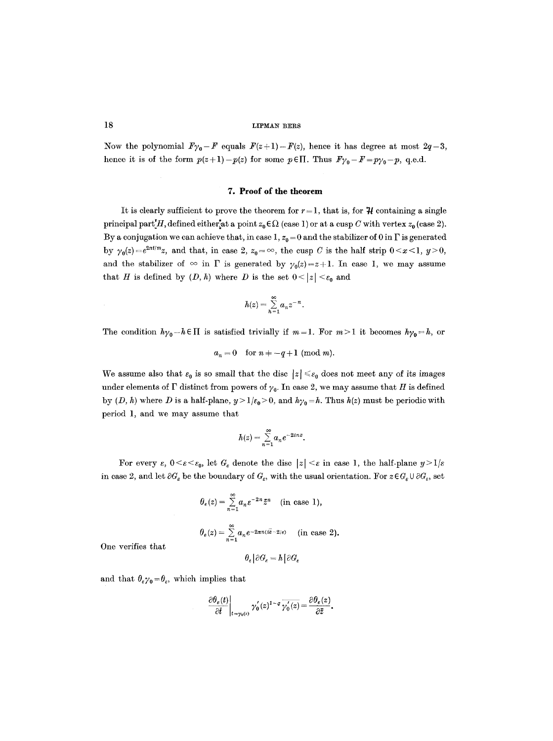Now the polynomial $F\gamma_0 - F$ equals $F(z+1) - F(z)$, hence it has degree at most $2q-3$, hence it is of the form $p(z+1) - p(z)$ for some $p \in \Pi$. Thus $F\gamma_0 - F = p\gamma_0 - p$, q.e.d.

## 7. Proof of the theorem

It is clearly sufficient to prove the theorem for $r=1$, that is, for $\mathcal{H}$ containing a single principal part $H$, defined either at a point $z_0 \in \Omega$ (case 1) or at a cusp $C$ with vertex $z_0$ (case 2). By a conjugation we can achieve that, in case 1, $z_0 = 0$ and the stabilizer of 0 in $\Gamma$ is generated by $\gamma_0(z) = e^{2\pi i/m} z$, and that, in case 2, $z_0 = \infty$, the cusp $C$ is the half strip $0 < x < 1$, $y > 0$, and the stabilizer of $\infty$ in $\Gamma$ is generated by $\gamma_0(z) = z+1$. In case 1, we may assume that $H$ is defined by $(D, h)$ where $D$ is the set $0 < |z| < \varepsilon_0$ and

$$h(z) = \sum_{n=1}^{\infty} a_n z^{-n}.$$

The condition $h\gamma_0 - h \in \Pi$ is satisfied trivially if $m=1$. For $m>1$ it becomes $h\gamma_0 = h$, or

$$a_n = 0 \quad \text{for } n \not\equiv -q+1 \pmod{m}.$$

We assume also that $\varepsilon_0$ is so small that the disc $|z| \leq \varepsilon_0$ does not meet any of its images under elements of $\Gamma$ distinct from powers of $\gamma_0$. In case 2, we may assume that $H$ is defined by $(D, h)$ where $D$ is a half-plane, $y > 1/\varepsilon_0 > 0$, and $h\gamma_0 = h$. Thus $h(z)$ must be periodic with period 1, and we may assume that

$$h(z) = \sum_{n=1}^{\infty} a_n e^{-2inz}.$$

For every $\varepsilon$, $0 < \varepsilon < \varepsilon_0$, let $G_\varepsilon$ denote the disc $|z| < \varepsilon$ in case 1, the half-plane $y > 1/\varepsilon$ in case 2, and let $\partial G_\varepsilon$ be the boundary of $G_\varepsilon$, with the usual orientation. For $z \in G_\varepsilon \cup \partial G_\varepsilon$, set

$$\theta_\varepsilon(z) = \sum_{n=1}^{\infty} a_n \varepsilon^{-2n} \bar{z}^n \quad \text{(in case 1)},$$

$$\theta_\varepsilon(z) = \sum_{n=1}^{\infty} a_n e^{-2\pi n (i\bar{z} - 2/\varepsilon)} \quad \text{(in case 2)}.$$

One verifies that

$$\theta_\varepsilon \,|\, \partial G_\varepsilon = h \,|\, \partial G_\varepsilon$$

and that $\theta_\varepsilon \gamma_0 = \theta_\varepsilon$, which implies that

$$\left.\frac{\partial \theta_\varepsilon(t)}{\partial \bar{t}}\right|_{t=\gamma_0(z)} \gamma_0'(z)^{1-q} \overline{\gamma_0'(z)} = \frac{\partial \theta_\varepsilon(z)}{\partial \bar{z}}.$$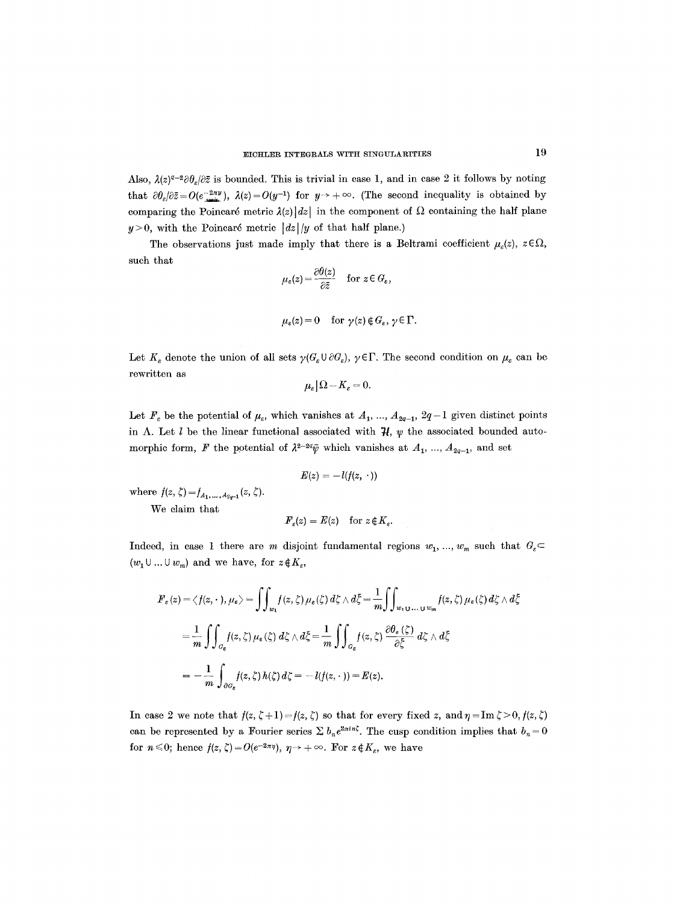Also, $\lambda(z)^{q-2}\partial\theta_\varepsilon/\partial\bar{z}$ is bounded. This is trivial in case 1, and in case 2 it follows by noting that $\partial\theta_\varepsilon/\partial\bar{z}=O(e^{-2\pi y})$, $\lambda(z)=O(y^{-1})$ for $y\to+\infty$. (The second inequality is obtained by comparing the Poincaré metric $\lambda(z)|dz|$ in the component of $\Omega$ containing the half plane $y>0$, with the Poincaré metric $|dz|/y$ of that half plane.)

The observations just made imply that there is a Beltrami coefficient $\mu_\varepsilon(z)$, $z\in\Omega$, such that

$$\mu_\varepsilon(z)=\frac{\partial\theta(z)}{\partial\bar{z}}\quad\text{for } z\in G_\varepsilon,$$

$$\mu_\varepsilon(z)=0\quad\text{for } \gamma(z)\notin G_\varepsilon,\ \gamma\in\Gamma.$$

Let $K_\varepsilon$ denote the union of all sets $\gamma(G_\varepsilon\cup\partial G_\varepsilon)$, $\gamma\in\Gamma$. The second condition on $\mu_\varepsilon$ can be rewritten as

$$\mu_\varepsilon|\Omega-K_\varepsilon=0.$$

Let $F_\varepsilon$ be the potential of $\mu_\varepsilon$, which vanishes at $A_1,\ldots,A_{2q-1}$, $2q-1$ given distinct points in $\Lambda$. Let $l$ be the linear functional associated with $\mathcal{H}$, $\psi$ the associated bounded automorphic form, $F$ the potential of $\lambda^{2-2q}\bar{\psi}$ which vanishes at $A_1,\ldots,A_{2q-1}$, and set

$$E(z)=-l(f(z,\cdot))$$

where $f(z,\zeta)=f_{A_1,\ldots,A_{2q-1}}(z,\zeta)$.

We claim that

$$F_\varepsilon(z)=E(z)\quad\text{for } z\notin K_\varepsilon.$$

Indeed, in case 1 there are $m$ disjoint fundamental regions $w_1,\ldots,w_m$ such that $G_\varepsilon\subset(w_1\cup\ldots\cup w_m)$ and we have, for $z\notin K_\varepsilon$,

$$\begin{aligned}F_\varepsilon(z)&=\langle f(z,\cdot),\mu_\varepsilon\rangle=\iint_{w_1}f(z,\zeta)\mu_\varepsilon(\zeta)\,d\zeta\wedge d\bar{\zeta}=\frac{1}{m}\iint_{w_1\cup\ldots\cup w_m}f(z,\zeta)\mu_\varepsilon(\zeta)\,d\zeta\wedge d\bar{\zeta}\\&=\frac{1}{m}\iint_{G_\varepsilon}f(z,\zeta)\mu_\varepsilon(\zeta)\,d\zeta\wedge d\bar{\zeta}=\frac{1}{m}\iint_{G_\varepsilon}f(z,\zeta)\frac{\partial\theta_\varepsilon(\zeta)}{\partial\bar{\zeta}}\,d\zeta\wedge d\bar{\zeta}\\&=-\frac{1}{m}\int_{\partial G_\varepsilon}f(z,\zeta)h(\zeta)\,d\zeta=-l(f(z,\cdot))=E(z).\end{aligned}$$

In case 2 we note that $f(z,\zeta+1)=f(z,\zeta)$ so that for every fixed $z$, and $\eta=\operatorname{Im}\zeta>0$, $f(z,\zeta)$ can be represented by a Fourier series $\sum b_n e^{2\pi in\zeta}$. The cusp condition implies that $b_n=0$ for $n\leqslant 0$; hence $f(z,\zeta)=O(e^{-2\pi\eta})$, $\eta\to+\infty$. For $z\notin K_\varepsilon$, we have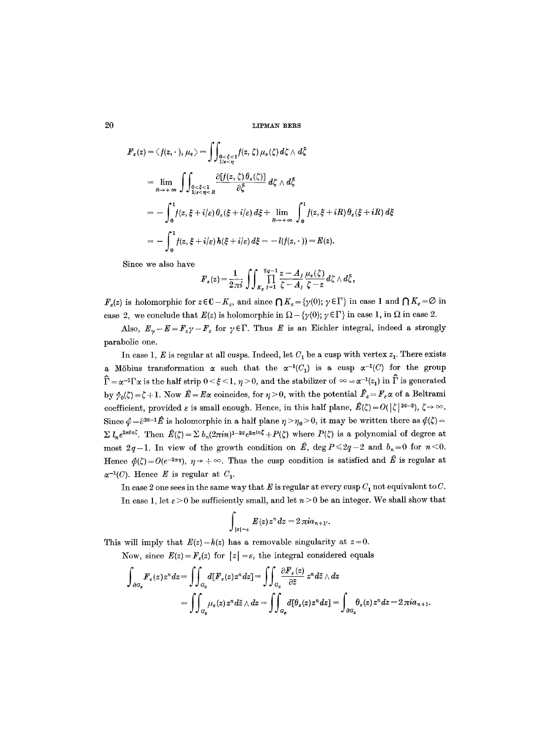$$
\begin{aligned}
F_\varepsilon(z) &= \langle f(z,\cdot), \mu_\varepsilon \rangle = \iint_{\substack{0<\xi<1 \\ 1/\varepsilon<\eta}} f(z,\zeta)\,\mu_\varepsilon(\zeta)\, d\zeta \wedge d\bar{\zeta} \\
&= \lim_{R\to+\infty} \iint_{\substack{0<\xi<1 \\ 1/\varepsilon<\eta<R}} \frac{\partial[f(z,\zeta)\,\theta_\varepsilon(\zeta)]}{\partial\bar{\zeta}}\, d\zeta \wedge d\bar{\zeta} \\
&= -\int_0^1 f(z,\xi+i/\varepsilon)\,\theta_\varepsilon(\xi+i/\varepsilon)\, d\xi + \lim_{R\to+\infty}\int_0^1 f(z,\xi+iR)\,\theta_\varepsilon(\xi+iR)\, d\xi \\
&= -\int_0^1 f(z,\xi+i/\varepsilon)\, h(\xi+i/\varepsilon)\, d\xi = -l(f(z,\cdot)) = E(z).
\end{aligned}
$$

Since we also have

$$
F_\varepsilon(z) = \frac{1}{2\pi i}\iint_{K_\varepsilon} \prod_{j=1}^{2q-1} \frac{z-A_j}{\zeta-A_j}\,\frac{\mu_\varepsilon(\zeta)}{\zeta-z}\, d\zeta \wedge d\bar{\zeta},
$$

$F_\varepsilon(z)$ is holomorphic for $z \in \mathbf{C}-K_\varepsilon$, and since $\bigcap K_\varepsilon = \{\gamma(0);\, \gamma\in\Gamma\}$ in case 1 and $\bigcap K_\varepsilon = \emptyset$ in case 2, we conclude that $E(z)$ is holomorphic in $\Omega - \{\gamma(0);\,\gamma\in\Gamma\}$ in case 1, in $\Omega$ in case 2.

Also, $E_\gamma - E = F_\varepsilon\gamma - F_\varepsilon$ for $\gamma\in\Gamma$. Thus $E$ is an Eichler integral, indeed a strongly parabolic one.

In case 1, $E$ is regular at all cusps. Indeed, let $C_1$ be a cusp with vertex $z_1$. There exists a Möbius transformation $\alpha$ such that the $\alpha^{-1}(C_1)$ is a cusp $\alpha^{-1}(C)$ for the group $\hat{\Gamma} = \alpha^{-1}\Gamma\alpha$ is the half strip $0<\xi<1$, $\eta>0$, and the stabilizer of $\infty = \alpha^{-1}(z_1)$ in $\hat{\Gamma}$ is generated by $\hat{\gamma}_0(\zeta) = \zeta+1$. Now $\hat{E} = E\alpha$ coincides, for $\eta>0$, with the potential $\hat{F}_\varepsilon = F_\varepsilon\alpha$ of a Beltrami coefficient, provided $\varepsilon$ is small enough. Hence, in this half plane, $\hat{E}(\zeta) = O(|\zeta|^{2q-2})$, $\zeta\to\infty$. Since $\hat{\varphi} = \partial^{2q-1}\hat{E}$ is holomorphic in a half plane $\eta>\eta_0>0$, it may be written there as $\hat{\varphi}(\zeta) = \sum l_n e^{2\pi i n\zeta}$. Then $\hat{E}(\zeta) = \sum b_n(2\pi i n)^{1-2q} e^{2\pi i n\zeta} + P(\zeta)$ where $P(\zeta)$ is a polynomial of degree at most $2q-1$. In view of the growth condition on $\hat{E}$, $\deg P \leqslant 2q-2$ and $b_n = 0$ for $n<0$. Hence $\hat{\varphi}(\zeta) = O(e^{-2\pi\eta})$, $\eta\to+\infty$. Thus the cusp condition is satisfied and $\hat{E}$ is regular at $\alpha^{-1}(C)$. Hence $E$ is regular at $C_1$.

In case 2 one sees in the same way that $E$ is regular at every cusp $C_1$ not equivalent to $C$.

In case 1, let $\varepsilon>0$ be sufficiently small, and let $n>0$ be an integer. We shall show that

$$
\int_{|z|=\varepsilon} E(z)\, z^n\, dz = 2\pi i a_{n+1}.
$$

This will imply that $E(z)-h(z)$ has a removable singularity at $z=0$.

Now, since $E(z) = F_\varepsilon(z)$ for $|z| = \varepsilon$, the integral considered equals

$$
\begin{aligned}
\int_{\partial G_\varepsilon} F_\varepsilon(z)\, z^n\, dz &= \iint_{G_\varepsilon} d[F_\varepsilon(z)\, z^n\, dz] = \iint_{G_\varepsilon} \frac{\partial F_\varepsilon(z)}{\partial\bar{z}}\, z^n\, d\bar{z}\wedge dz \\
&= \iint_{G_\varepsilon} \mu_\varepsilon(z)\, z^n\, d\bar{z}\wedge dz = \iint_{G_\varepsilon} d[\theta_\varepsilon(z)\, z^n\, dz] = \int_{\partial G_\varepsilon} \theta_\varepsilon(z)\, z^n\, dz = 2\pi i a_{n+1}.
\end{aligned}
$$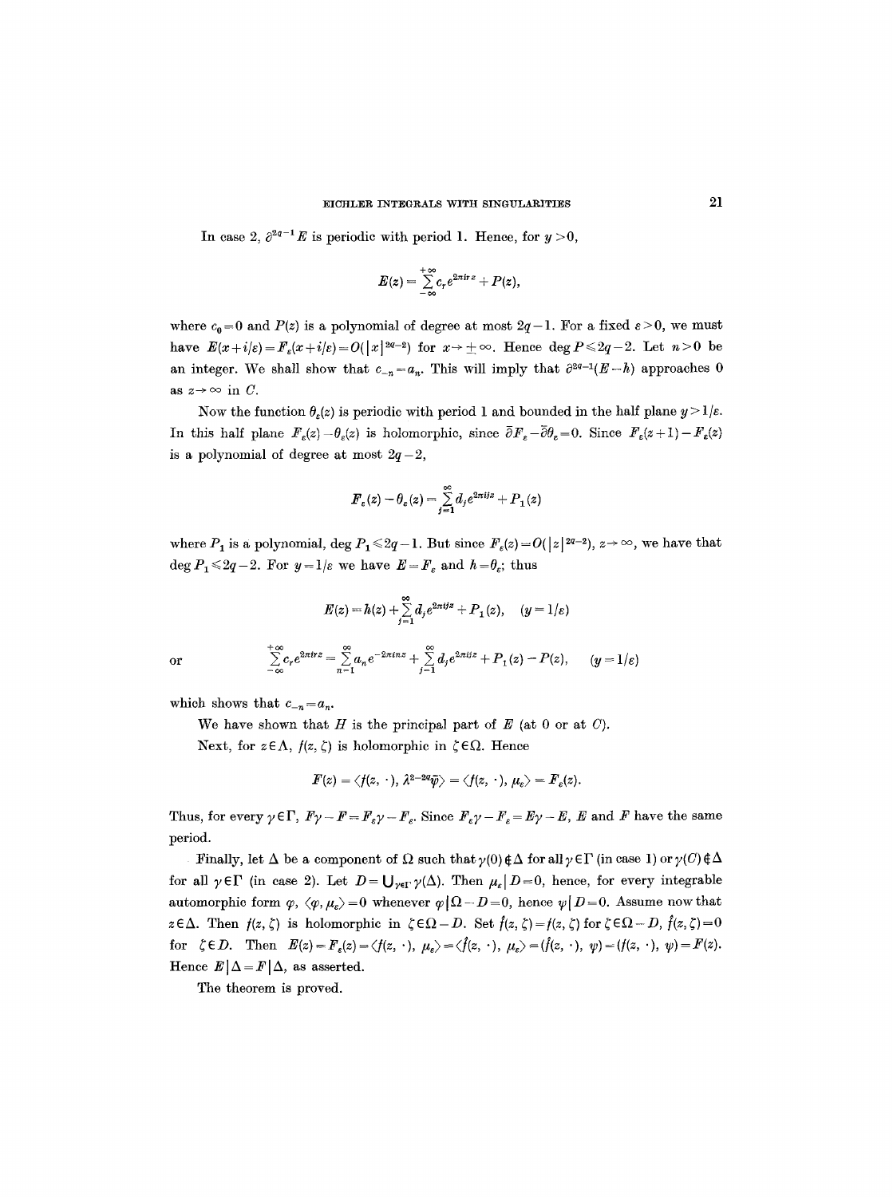In case 2, $\partial^{2q-1}E$ is periodic with period 1. Hence, for $y>0$,

$$E(z)=\sum_{-\infty}^{+\infty} c_r e^{2\pi i r z}+P(z),$$

where $c_0=0$ and $P(z)$ is a polynomial of degree at most $2q-1$. For a fixed $\varepsilon>0$, we must have $E(x+i/\varepsilon)=F_\varepsilon(x+i/\varepsilon)=O(|x|^{2q-2})$ for $x\to\pm\infty$. Hence $\deg P\leqslant 2q-2$. Let $n>0$ be an integer. We shall show that $c_{-n}=a_n$. This will imply that $\partial^{2q-1}(E-h)$ approaches 0 as $z\to\infty$ in $C$.

Now the function $\theta_\varepsilon(z)$ is periodic with period 1 and bounded in the half plane $y>1/\varepsilon$. In this half plane $F_\varepsilon(z)-\theta_\varepsilon(z)$ is holomorphic, since $\bar\partial F_\varepsilon-\bar\partial\theta_\varepsilon=0$. Since $F_\varepsilon(z+1)-F_\varepsilon(z)$ is a polynomial of degree at most $2q-2$,

$$F_\varepsilon(z)-\theta_\varepsilon(z)=\sum_{j=1}^{\infty} d_j e^{2\pi i j z}+P_1(z)$$

where $P_1$ is a polynomial, $\deg P_1\leqslant 2q-1$. But since $F_\varepsilon(z)=O(|z|^{2q-2})$, $z\to\infty$, we have that $\deg P_1\leqslant 2q-2$. For $y=1/\varepsilon$ we have $E=F_\varepsilon$ and $h=\theta_\varepsilon$; thus

$$E(z)=h(z)+\sum_{j=1}^{\infty} d_j e^{2\pi i j z}+P_1(z),\quad (y=1/\varepsilon)$$

or

$$\sum_{-\infty}^{+\infty} c_r e^{2\pi i r z}=\sum_{n=1}^{\infty} a_n e^{-2\pi i n z}+\sum_{j=1}^{\infty} d_j e^{2\pi i j z}+P_1(z)-P(z),\quad (y=1/\varepsilon)$$

which shows that $c_{-n}=a_n$.

We have shown that $H$ is the principal part of $E$ (at 0 or at $C$).

Next, for $z\in\Lambda$, $f(z,\zeta)$ is holomorphic in $\zeta\in\Omega$. Hence

$$F(z)=\langle f(z,\cdot),\lambda^{2-2q}\bar\varphi\rangle=\langle f(z,\cdot),\mu_\varepsilon\rangle=F_\varepsilon(z).$$

Thus, for every $\gamma\in\Gamma$, $F\gamma-F=F_\varepsilon\gamma-F_\varepsilon$. Since $F_\varepsilon\gamma-F_\varepsilon=E\gamma-E$, $E$ and $F$ have the same period.

Finally, let $\Delta$ be a component of $\Omega$ such that $\gamma(0)\notin\Delta$ for all $\gamma\in\Gamma$ (in case 1) or $\gamma(C)\notin\Delta$ for all $\gamma\in\Gamma$ (in case 2). Let $D=\bigcup_{\gamma\in\Gamma}\gamma(\Delta)$. Then $\mu_\varepsilon|D=0$, hence, for every integrable automorphic form $\varphi$, $\langle\varphi,\mu_\varepsilon\rangle=0$ whenever $\varphi|\Omega-D=0$, hence $\psi|D=0$. Assume now that $z\in\Delta$. Then $f(z,\zeta)$ is holomorphic in $\zeta\in\Omega-D$. Set $\mathring{f}(z,\zeta)=f(z,\zeta)$ for $\zeta\in\Omega-D$, $\mathring{f}(z,\zeta)=0$ for $\zeta\in D$. Then $E(z)=F_\varepsilon(z)=\langle f(z,\cdot),\mu_\varepsilon\rangle=\langle\mathring{f}(z,\cdot),\mu_\varepsilon\rangle=(\mathring{f}(z,\cdot),\psi)=(f(z,\cdot),\psi)=F(z)$. Hence $E|\Delta=F|\Delta$, as asserted.

The theorem is proved.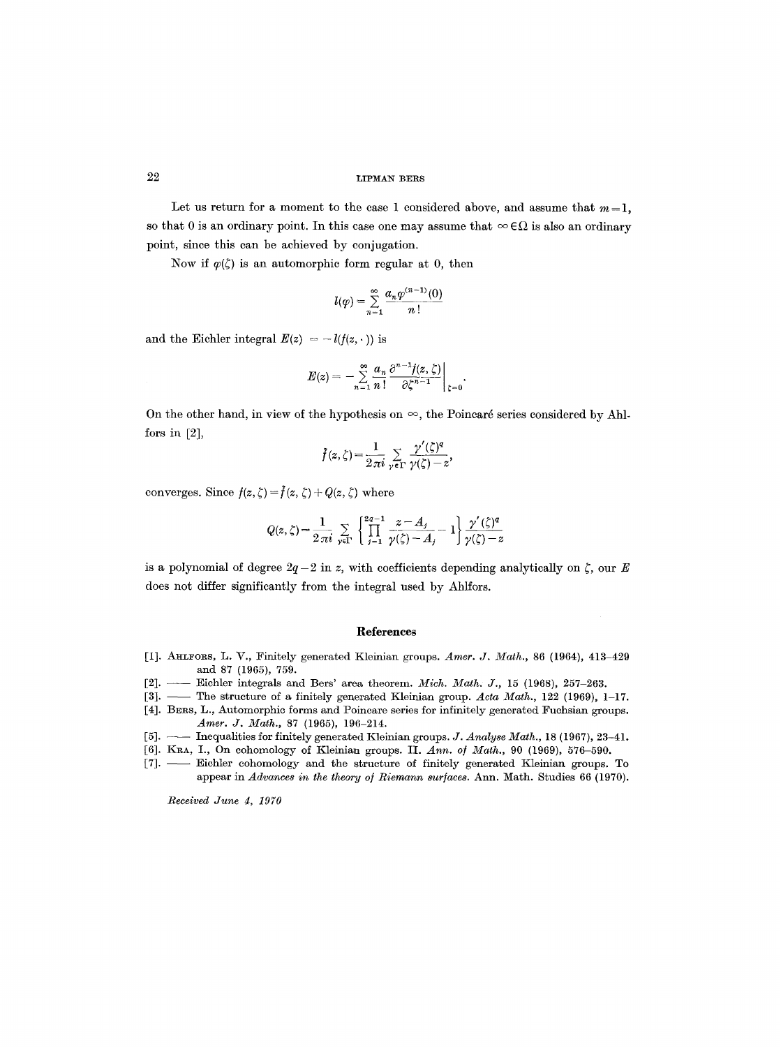Let us return for a moment to the case 1 considered above, and assume that $m=1$, so that 0 is an ordinary point. In this case one may assume that $\infty \in \Omega$ is also an ordinary point, since this can be achieved by conjugation.

Now if $\varphi(\zeta)$ is an automorphic form regular at 0, then

$$l(\varphi) = \sum_{n=1}^{\infty} \frac{a_n \varphi^{(n-1)}(0)}{n!}$$

and the Eichler integral $E(z) = -l(f(z, \cdot))$ is

$$E(z) = -\sum_{n=1}^{\infty} \frac{a_n}{n!} \frac{\partial^{n-1} f(z, \zeta)}{\partial \zeta^{n-1}} \bigg|_{\zeta=0}.$$

On the other hand, in view of the hypothesis on $\infty$, the Poincaré series considered by Ahlfors in [2],

$$\tilde{f}(z, \zeta) = \frac{1}{2\pi i} \sum_{\gamma \in \Gamma} \frac{\gamma'(\zeta)^q}{\gamma(\zeta) - z},$$

converges. Since $f(z, \zeta) = \tilde{f}(z, \zeta) + Q(z, \zeta)$ where

$$Q(z, \zeta) = \frac{1}{2\pi i} \sum_{\gamma \in \Gamma} \left\{ \prod_{j=1}^{2q-1} \frac{z - A_j}{\gamma(\zeta) - A_j} - 1 \right\} \frac{\gamma'(\zeta)^q}{\gamma(\zeta) - z}$$

is a polynomial of degree $2q-2$ in $z$, with coefficients depending analytically on $\zeta$, our $E$ does not differ significantly from the integral used by Ahlfors.

## References

[1]. Ahlfors, L. V., Finitely generated Kleinian groups. *Amer. J. Math.*, 86 (1964), 413–429 and 87 (1965), 759.

[2]. —— Eichler integrals and Bers' area theorem. *Mich. Math. J.*, 15 (1968), 257–263.

[3]. —— The structure of a finitely generated Kleinian group. *Acta Math.*, 122 (1969), 1–17.

[4]. Bers, L., Automorphic forms and Poincare series for infinitely generated Fuchsian groups. *Amer. J. Math.*, 87 (1965), 196–214.

[5]. —— Inequalities for finitely generated Kleinian groups. *J. Analyse Math.*, 18 (1967), 23–41.

[6]. Kra, I., On cohomology of Kleinian groups. II. *Ann. of Math.*, 90 (1969), 576–590.

[7]. —— Eichler cohomology and the structure of finitely generated Kleinian groups. To appear in *Advances in the theory of Riemann surfaces*. Ann. Math. Studies 66 (1970).

*Received June 4, 1970*